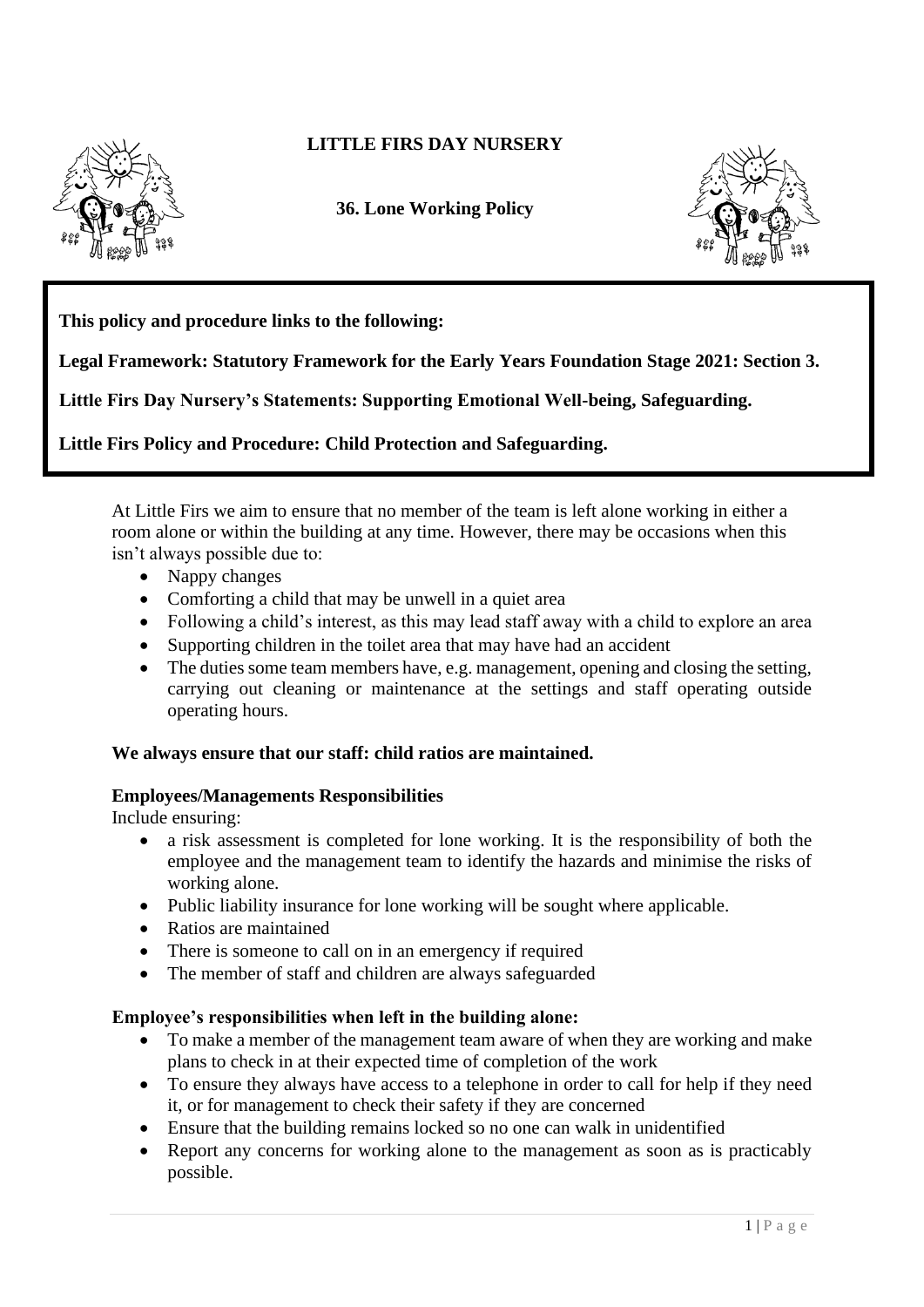# LITTLE FIRS DAY NURSERY

## 36. Lone Working Policy

**This policy and procedure links to the following:**

**Legal Framework: Statutory Framework for the Early Years Foundation Stage 2021: Section 3.**

**Little Firs Day Nursery's Statements: Supporting Emotional Well-being, Safeguarding.**

**Little Firs Policy and Procedure: Child Protection and Safeguarding.**

At Little Firs we aim to ensure that no member of the team is left alone working in either a room alone or within the building at any time. However, there may be occasions when this isn't always possible due to:

- Nappy changes
- Comforting a child that may be unwell in a quiet area
- Following a child's interest, as this may lead staff away with a child to explore an area
- Supporting children in the toilet area that may have had an accident
- The duties some team members have, e.g. management, opening and closing the setting, carrying out cleaning or maintenance at the settings and staff operating outside operating hours.

**We always ensure that our staff: child ratios are maintained.**

**Employees/Managements Responsibilities**

Include ensuring:

- a risk assessment is completed for lone working. It is the responsibility of both the employee and the management team to identify the hazards and minimise the risks of working alone.
- Public liability insurance for lone working will be sought where applicable.
- Ratios are maintained
- There is someone to call on in an emergency if required
- The member of staff and children are always safeguarded

**Employee's responsibilities when left in the building alone:**

- To make a member of the management team aware of when they are working and make plans to check in at their expected time of completion of the work
- To ensure they always have access to a telephone in order to call for help if they need it, or for management to check their safety if they are concerned
- Ensure that the building remains locked so no one can walk in unidentified
- Report any concerns for working alone to the management as soon as is practicably possible.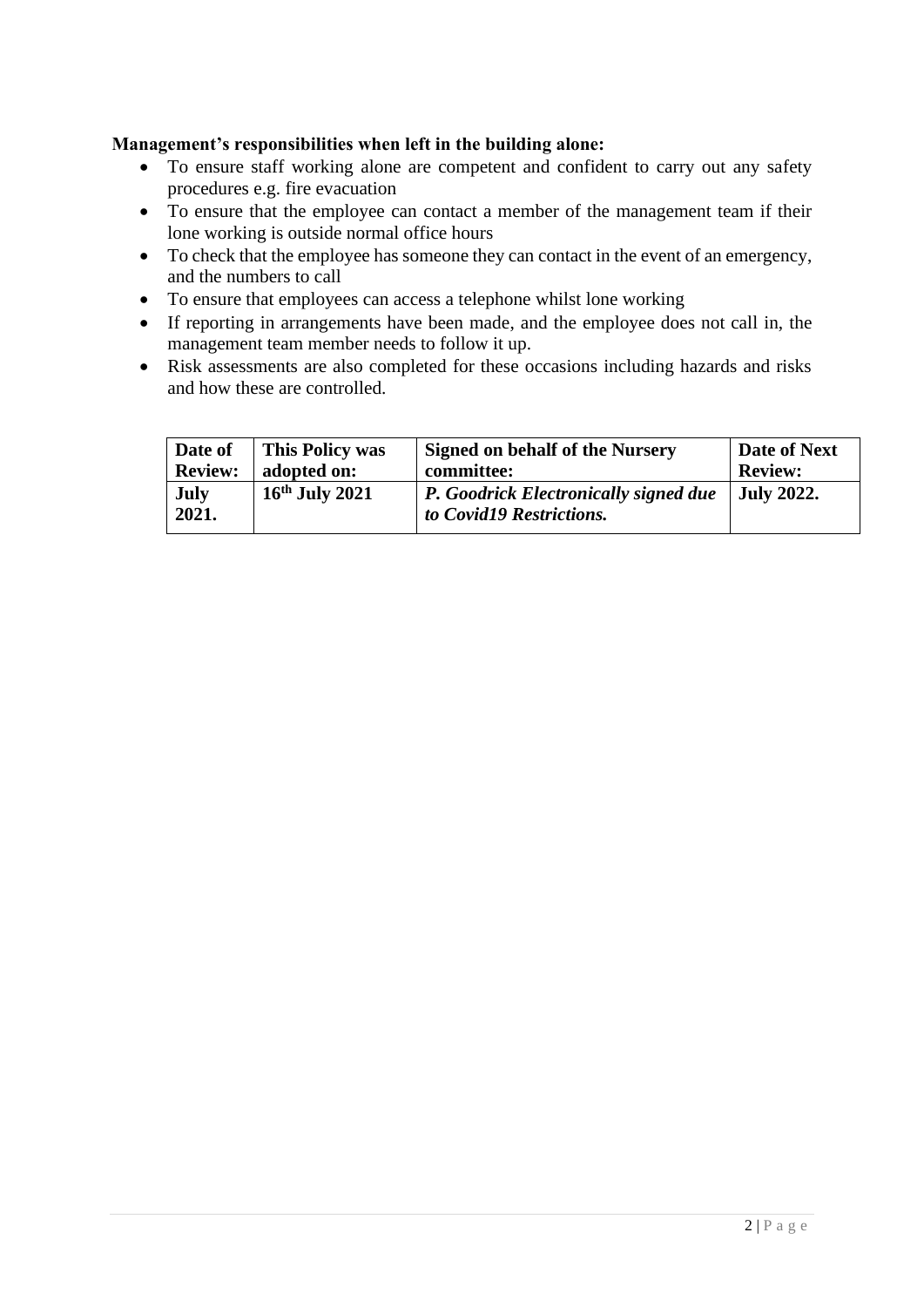**Management's responsibilities when left in the building alone:**

- To ensure staff working alone are competent and confident to carry out any safety procedures e.g. fire evacuation
- To ensure that the employee can contact a member of the management team if their lone working is outside normal office hours
- To check that the employee has someone they can contact in the event of an emergency, and the numbers to call
- To ensure that employees can access a telephone whilst lone working
- If reporting in arrangements have been made, and the employee does not call in, the management team member needs to follow it up.
- Risk assessments are also completed for these occasions including hazards and risks and how these are controlled.

| **Date of Review:** | **This Policy was adopted on:** | **Signed on behalf of the Nursery committee:** | **Date of Next Review:** |
|---|---|---|---|
| **July 2021.** | **16th July 2021** | ***P. Goodrick Electronically signed due to Covid19 Restrictions.*** | **July 2022.** |